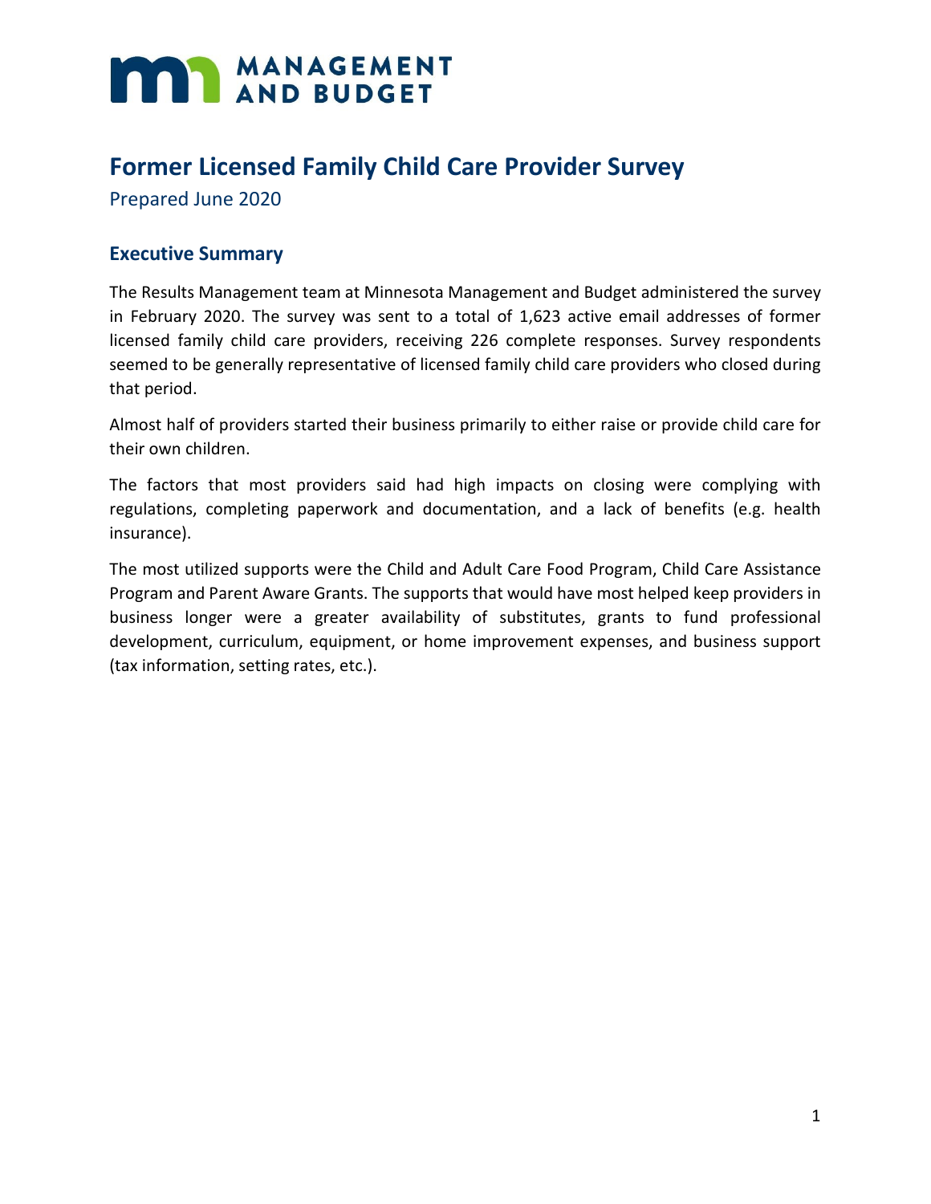# Former Licensed Family Child Care Provider Survey

Prepared June 2020

## Executive Summary

The Results Management team at Minnesota Management and Budget administered the survey in February 2020. The survey was sent to a total of 1,623 active email addresses of former licensed family child care providers, receiving 226 complete responses. Survey respondents seemed to be generally representative of licensed family child care providers who closed during that period.

Almost half of providers started their business primarily to either raise or provide child care for their own children.

The factors that most providers said had high impacts on closing were complying with regulations, completing paperwork and documentation, and a lack of benefits (e.g. health insurance).

The most utilized supports were the Child and Adult Care Food Program, Child Care Assistance Program and Parent Aware Grants. The supports that would have most helped keep providers in business longer were a greater availability of substitutes, grants to fund professional development, curriculum, equipment, or home improvement expenses, and business support (tax information, setting rates, etc.).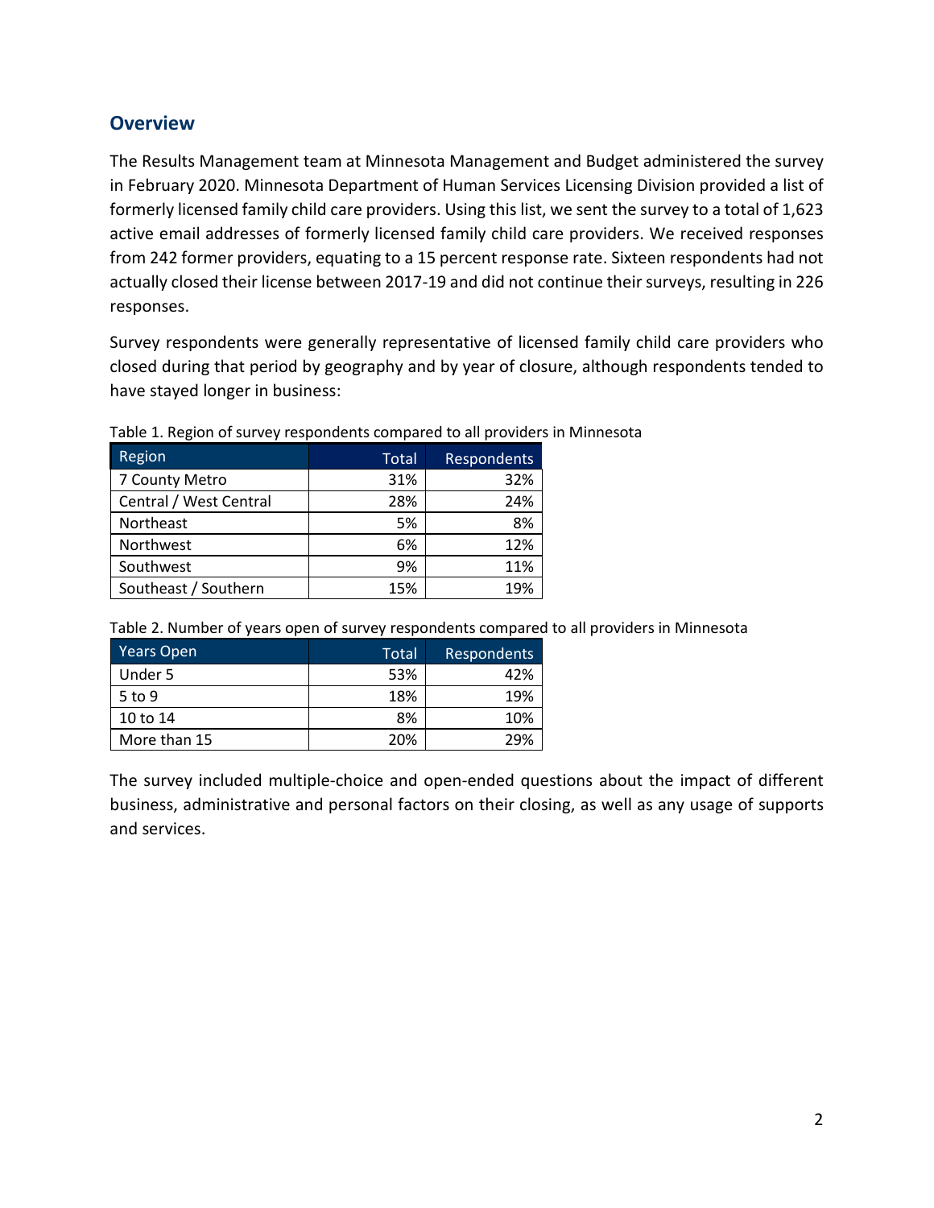## Overview

The Results Management team at Minnesota Management and Budget administered the survey in February 2020. Minnesota Department of Human Services Licensing Division provided a list of formerly licensed family child care providers. Using this list, we sent the survey to a total of 1,623 active email addresses of formerly licensed family child care providers. We received responses from 242 former providers, equating to a 15 percent response rate. Sixteen respondents had not actually closed their license between 2017-19 and did not continue their surveys, resulting in 226 responses.

Survey respondents were generally representative of licensed family child care providers who closed during that period by geography and by year of closure, although respondents tended to have stayed longer in business:

Table 1. Region of survey respondents compared to all providers in Minnesota

| Region | Total | Respondents |
|---|---|---|
| 7 County Metro | 31% | 32% |
| Central / West Central | 28% | 24% |
| Northeast | 5% | 8% |
| Northwest | 6% | 12% |
| Southwest | 9% | 11% |
| Southeast / Southern | 15% | 19% |

Table 2. Number of years open of survey respondents compared to all providers in Minnesota

| Years Open | Total | Respondents |
|---|---|---|
| Under 5 | 53% | 42% |
| 5 to 9 | 18% | 19% |
| 10 to 14 | 8% | 10% |
| More than 15 | 20% | 29% |

The survey included multiple-choice and open-ended questions about the impact of different business, administrative and personal factors on their closing, as well as any usage of supports and services.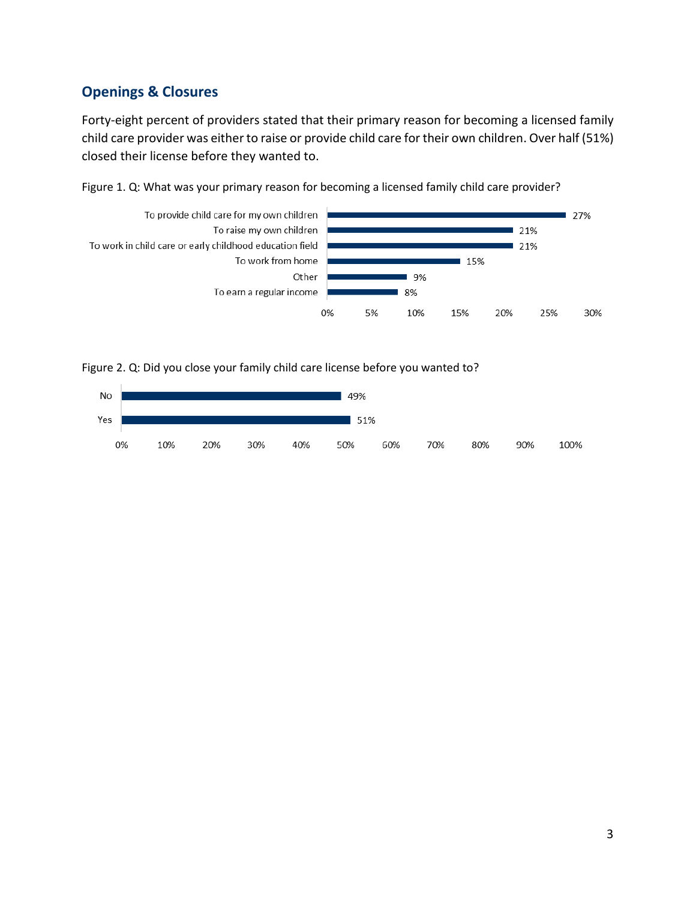## Openings & Closures

Forty-eight percent of providers stated that their primary reason for becoming a licensed family child care provider was either to raise or provide child care for their own children. Over half (51%) closed their license before they wanted to.

Figure 1. Q: What was your primary reason for becoming a licensed family child care provider?

| Reason | Percent |
|---|---|
| To provide child care for my own children | 27% |
| To raise my own children | 21% |
| To work in child care or early childhood education field | 21% |
| To work from home | 15% |
| Other | 9% |
| To earn a regular income | 8% |

Figure 2. Q: Did you close your family child care license before you wanted to?

| Response | Percent |
|---|---|
| No | 49% |
| Yes | 51% |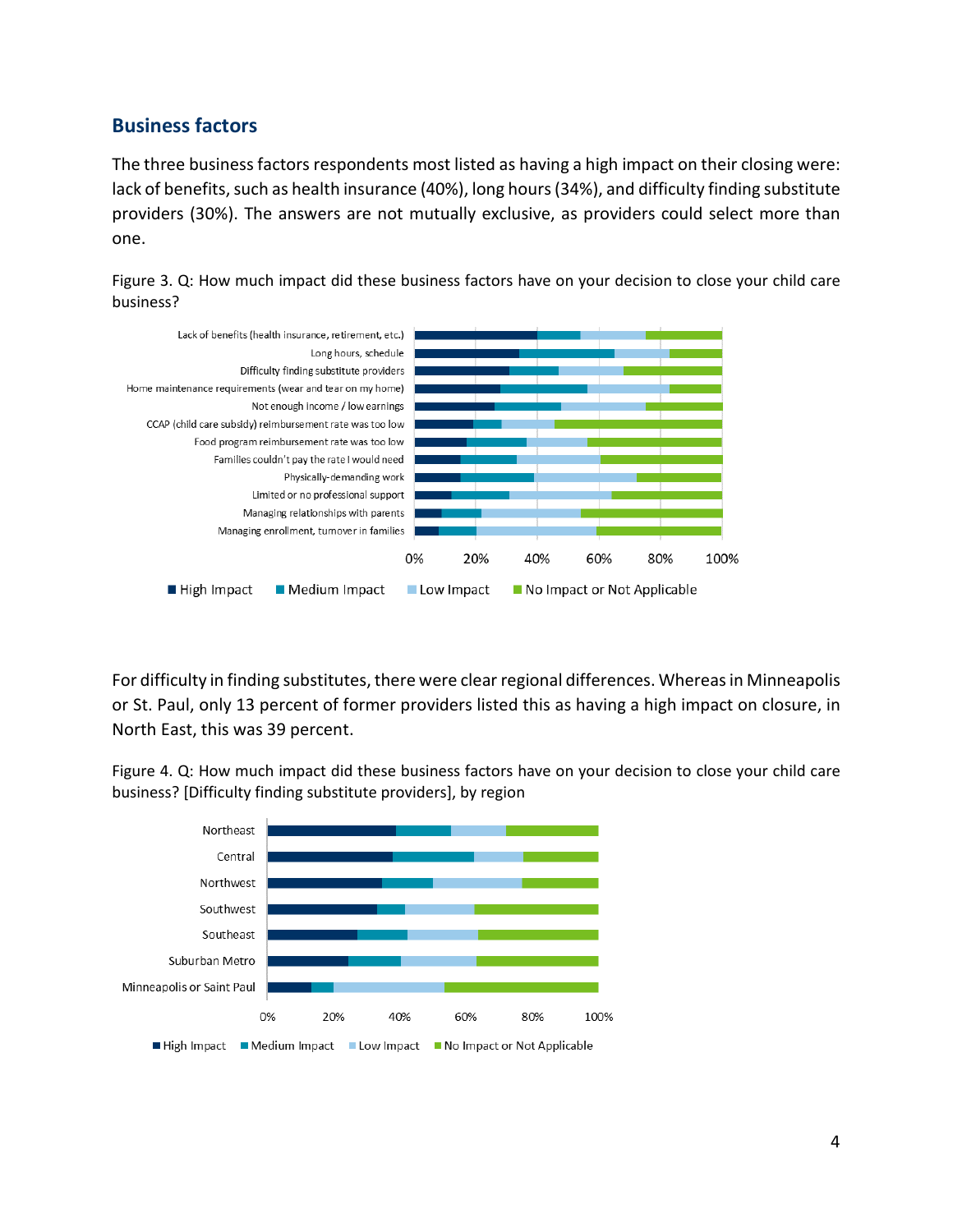## Business factors

The three business factors respondents most listed as having a high impact on their closing were: lack of benefits, such as health insurance (40%), long hours (34%), and difficulty finding substitute providers (30%). The answers are not mutually exclusive, as providers could select more than one.

Figure 3. Q: How much impact did these business factors have on your decision to close your child care business?

For difficulty in finding substitutes, there were clear regional differences. Whereas in Minneapolis or St. Paul, only 13 percent of former providers listed this as having a high impact on closure, in North East, this was 39 percent.

Figure 4. Q: How much impact did these business factors have on your decision to close your child care business? [Difficulty finding substitute providers], by region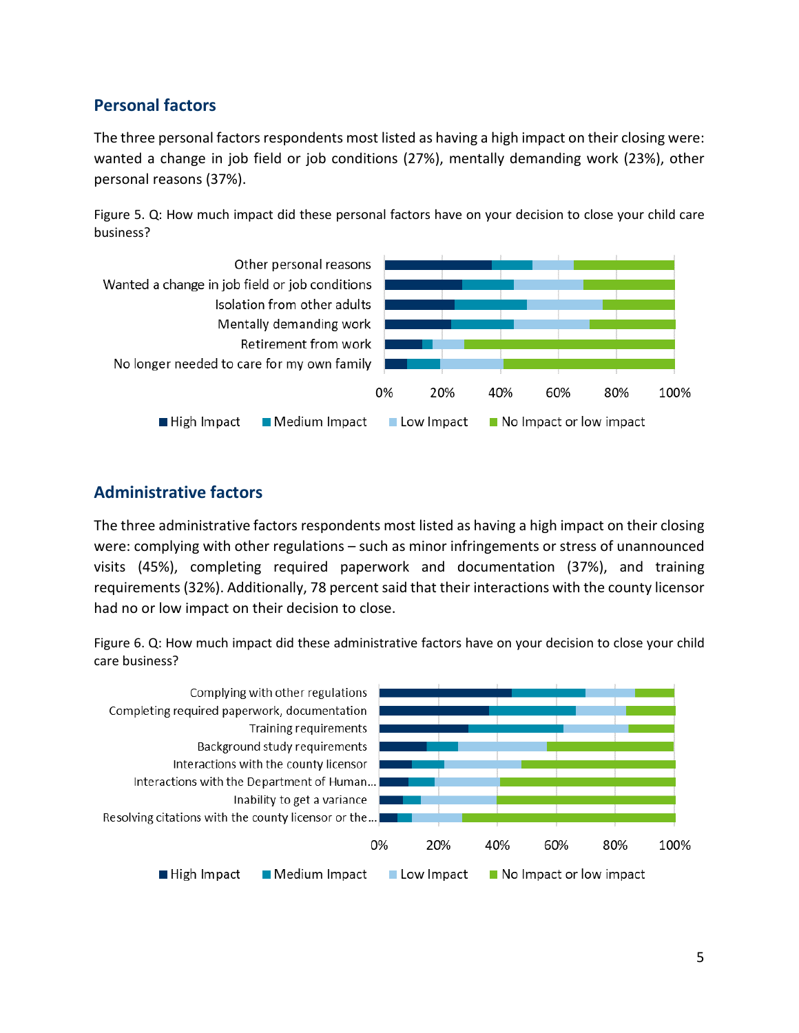## Personal factors

The three personal factors respondents most listed as having a high impact on their closing were: wanted a change in job field or job conditions (27%), mentally demanding work (23%), other personal reasons (37%).

Figure 5. Q: How much impact did these personal factors have on your decision to close your child care business?

## Administrative factors

The three administrative factors respondents most listed as having a high impact on their closing were: complying with other regulations – such as minor infringements or stress of unannounced visits (45%), completing required paperwork and documentation (37%), and training requirements (32%). Additionally, 78 percent said that their interactions with the county licensor had no or low impact on their decision to close.

Figure 6. Q: How much impact did these administrative factors have on your decision to close your child care business?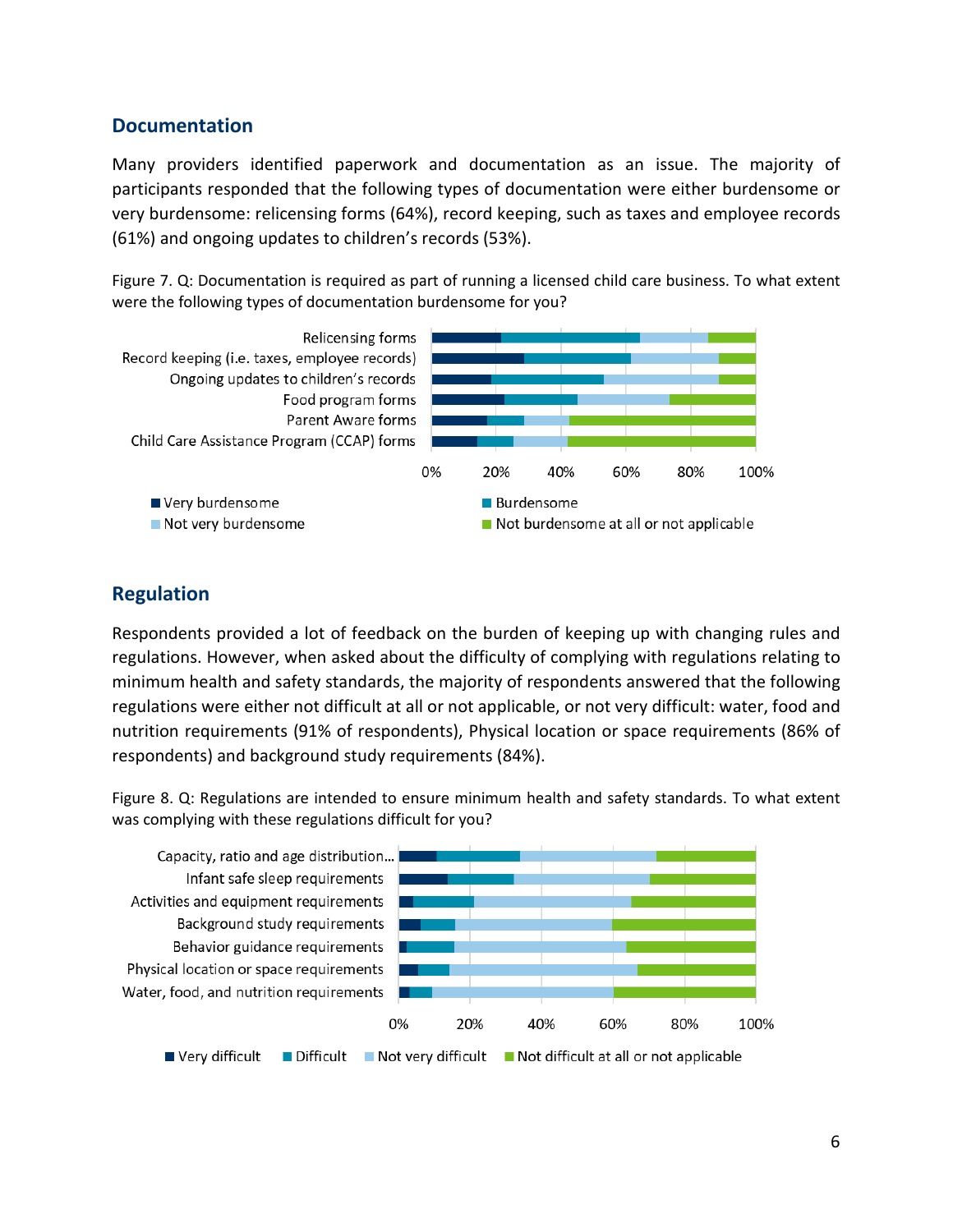## Documentation

Many providers identified paperwork and documentation as an issue. The majority of participants responded that the following types of documentation were either burdensome or very burdensome: relicensing forms (64%), record keeping, such as taxes and employee records (61%) and ongoing updates to children's records (53%).

Figure 7. Q: Documentation is required as part of running a licensed child care business. To what extent were the following types of documentation burdensome for you?

## Regulation

Respondents provided a lot of feedback on the burden of keeping up with changing rules and regulations. However, when asked about the difficulty of complying with regulations relating to minimum health and safety standards, the majority of respondents answered that the following regulations were either not difficult at all or not applicable, or not very difficult: water, food and nutrition requirements (91% of respondents), Physical location or space requirements (86% of respondents) and background study requirements (84%).

Figure 8. Q: Regulations are intended to ensure minimum health and safety standards. To what extent was complying with these regulations difficult for you?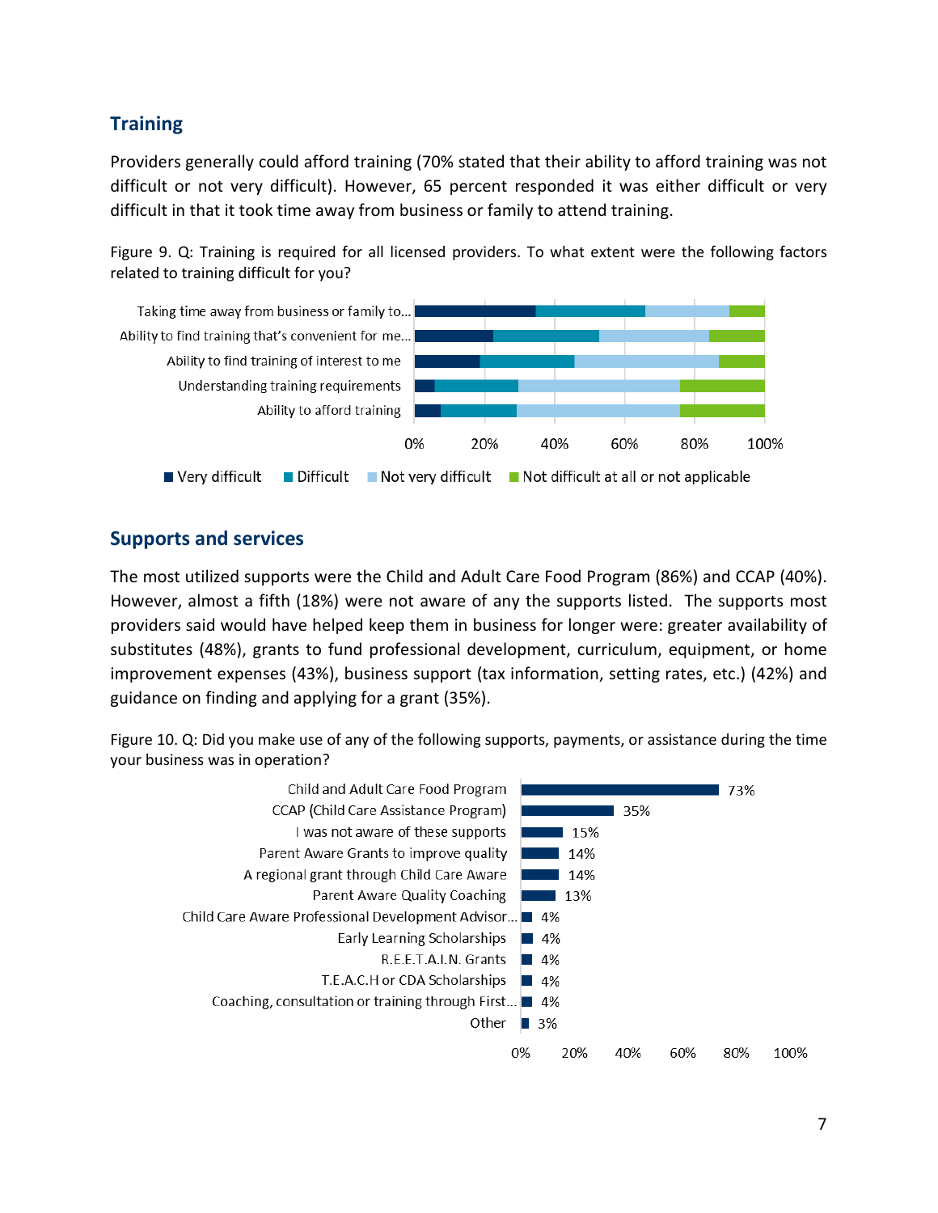## Training

Providers generally could afford training (70% stated that their ability to afford training was not difficult or not very difficult). However, 65 percent responded it was either difficult or very difficult in that it took time away from business or family to attend training.

Figure 9. Q: Training is required for all licensed providers. To what extent were the following factors related to training difficult for you?

| | Very difficult | Difficult | Not very difficult | Not difficult at all or not applicable |
|---|---|---|---|---|
| Taking time away from business or family to... | | | | |
| Ability to find training that's convenient for me... | | | | |
| Ability to find training of interest to me | | | | |
| Understanding training requirements | | | | |
| Ability to afford training | | | | |

## Supports and services

The most utilized supports were the Child and Adult Care Food Program (86%) and CCAP (40%). However, almost a fifth (18%) were not aware of any the supports listed. The supports most providers said would have helped keep them in business for longer were: greater availability of substitutes (48%), grants to fund professional development, curriculum, equipment, or home improvement expenses (43%), business support (tax information, setting rates, etc.) (42%) and guidance on finding and applying for a grant (35%).

Figure 10. Q: Did you make use of any of the following supports, payments, or assistance during the time your business was in operation?

| Support | Percent |
|---|---|
| Child and Adult Care Food Program | 73% |
| CCAP (Child Care Assistance Program) | 35% |
| I was not aware of these supports | 15% |
| Parent Aware Grants to improve quality | 14% |
| A regional grant through Child Care Aware | 14% |
| Parent Aware Quality Coaching | 13% |
| Child Care Aware Professional Development Advisor... | 4% |
| Early Learning Scholarships | 4% |
| R.E.E.T.A.I.N. Grants | 4% |
| T.E.A.C.H or CDA Scholarships | 4% |
| Coaching, consultation or training through First... | 4% |
| Other | 3% |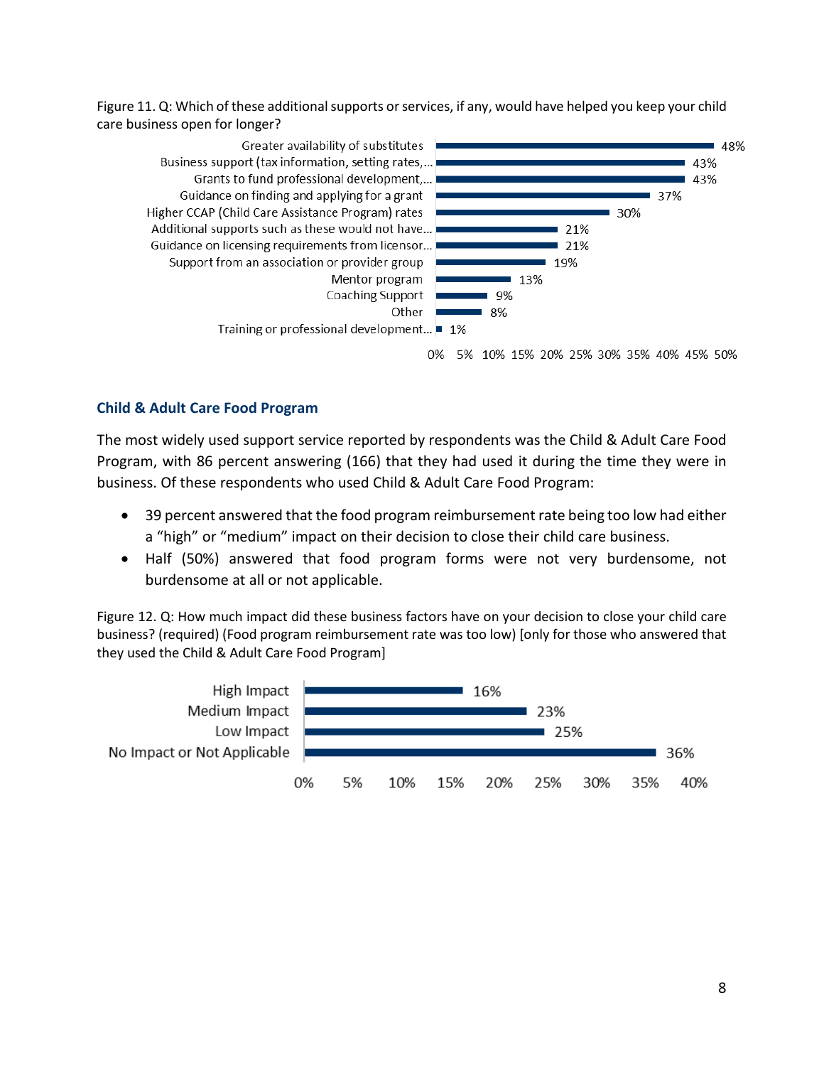Figure 11. Q: Which of these additional supports or services, if any, would have helped you keep your child care business open for longer?

| Support or service | Percent |
|---|---|
| Greater availability of substitutes | 48% |
| Business support (tax information, setting rates,... | 43% |
| Grants to fund professional development,... | 43% |
| Guidance on finding and applying for a grant | 37% |
| Higher CCAP (Child Care Assistance Program) rates | 30% |
| Additional supports such as these would not have... | 21% |
| Guidance on licensing requirements from licensor... | 21% |
| Support from an association or provider group | 19% |
| Mentor program | 13% |
| Coaching Support | 9% |
| Other | 8% |
| Training or professional development... | 1% |

## Child & Adult Care Food Program

The most widely used support service reported by respondents was the Child & Adult Care Food Program, with 86 percent answering (166) that they had used it during the time they were in business. Of these respondents who used Child & Adult Care Food Program:

- 39 percent answered that the food program reimbursement rate being too low had either a "high" or "medium" impact on their decision to close their child care business.
- Half (50%) answered that food program forms were not very burdensome, not burdensome at all or not applicable.

Figure 12. Q: How much impact did these business factors have on your decision to close your child care business? (required) (Food program reimbursement rate was too low) [only for those who answered that they used the Child & Adult Care Food Program]

| Impact | Percent |
|---|---|
| High Impact | 16% |
| Medium Impact | 23% |
| Low Impact | 25% |
| No Impact or Not Applicable | 36% |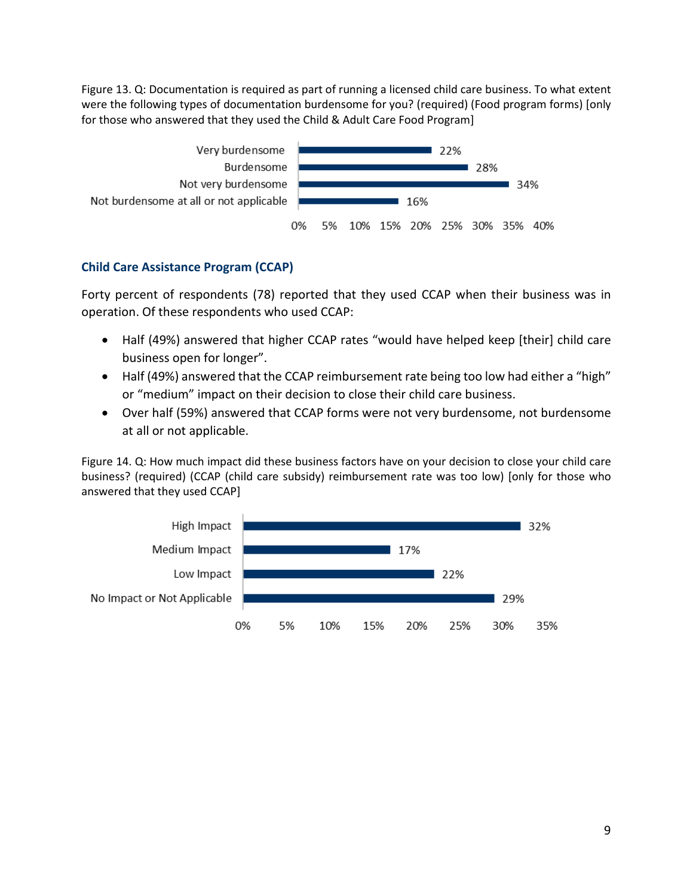Figure 13. Q: Documentation is required as part of running a licensed child care business. To what extent were the following types of documentation burdensome for you? (required) (Food program forms) [only for those who answered that they used the Child & Adult Care Food Program]

| Response | Percent |
| --- | --- |
| Very burdensome | 22% |
| Burdensome | 28% |
| Not very burdensome | 34% |
| Not burdensome at all or not applicable | 16% |

## Child Care Assistance Program (CCAP)

Forty percent of respondents (78) reported that they used CCAP when their business was in operation. Of these respondents who used CCAP:

- Half (49%) answered that higher CCAP rates "would have helped keep [their] child care business open for longer".
- Half (49%) answered that the CCAP reimbursement rate being too low had either a "high" or "medium" impact on their decision to close their child care business.
- Over half (59%) answered that CCAP forms were not very burdensome, not burdensome at all or not applicable.

Figure 14. Q: How much impact did these business factors have on your decision to close your child care business? (required) (CCAP (child care subsidy) reimbursement rate was too low) [only for those who answered that they used CCAP]

| Response | Percent |
| --- | --- |
| High Impact | 32% |
| Medium Impact | 17% |
| Low Impact | 22% |
| No Impact or Not Applicable | 29% |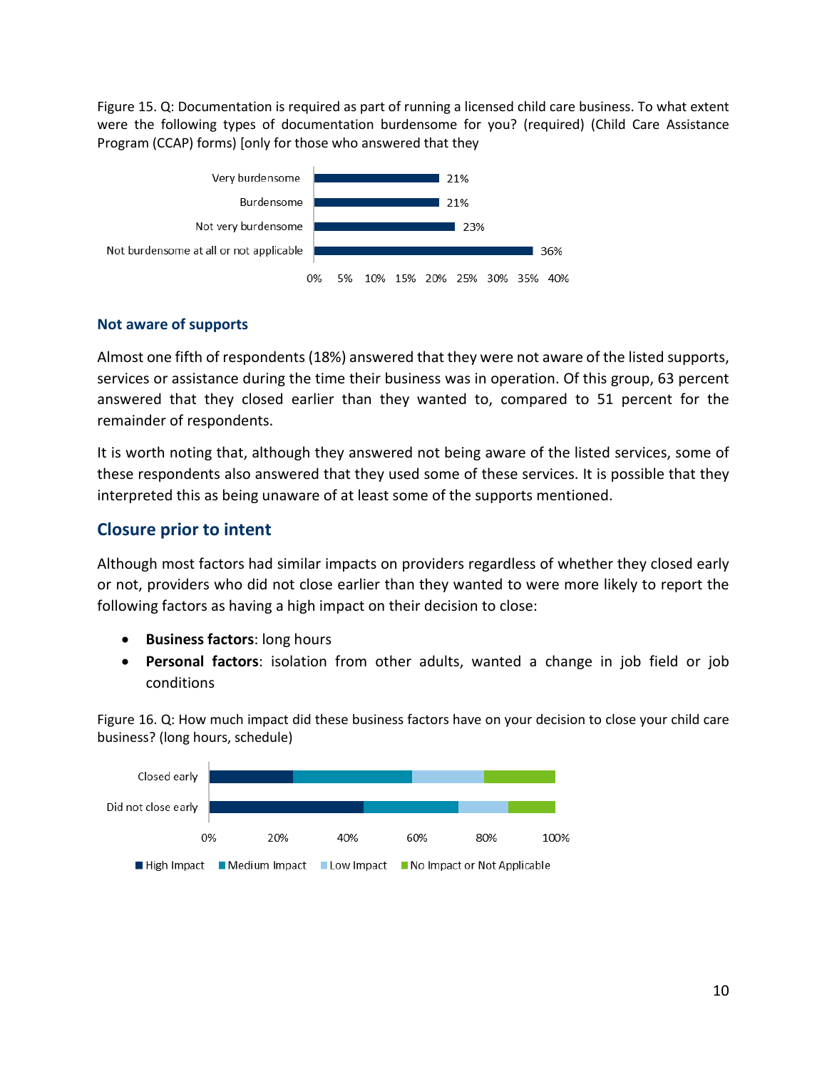Figure 15. Q: Documentation is required as part of running a licensed child care business. To what extent were the following types of documentation burdensome for you? (required) (Child Care Assistance Program (CCAP) forms) [only for those who answered that they

| Response | Percent |
| --- | --- |
| Very burdensome | 21% |
| Burdensome | 21% |
| Not very burdensome | 23% |
| Not burdensome at all or not applicable | 36% |

### Not aware of supports

Almost one fifth of respondents (18%) answered that they were not aware of the listed supports, services or assistance during the time their business was in operation. Of this group, 63 percent answered that they closed earlier than they wanted to, compared to 51 percent for the remainder of respondents.

It is worth noting that, although they answered not being aware of the listed services, some of these respondents also answered that they used some of these services. It is possible that they interpreted this as being unaware of at least some of the supports mentioned.

## Closure prior to intent

Although most factors had similar impacts on providers regardless of whether they closed early or not, providers who did not close earlier than they wanted to were more likely to report the following factors as having a high impact on their decision to close:

- **Business factors**: long hours
- **Personal factors**: isolation from other adults, wanted a change in job field or job conditions

Figure 16. Q: How much impact did these business factors have on your decision to close your child care business? (long hours, schedule)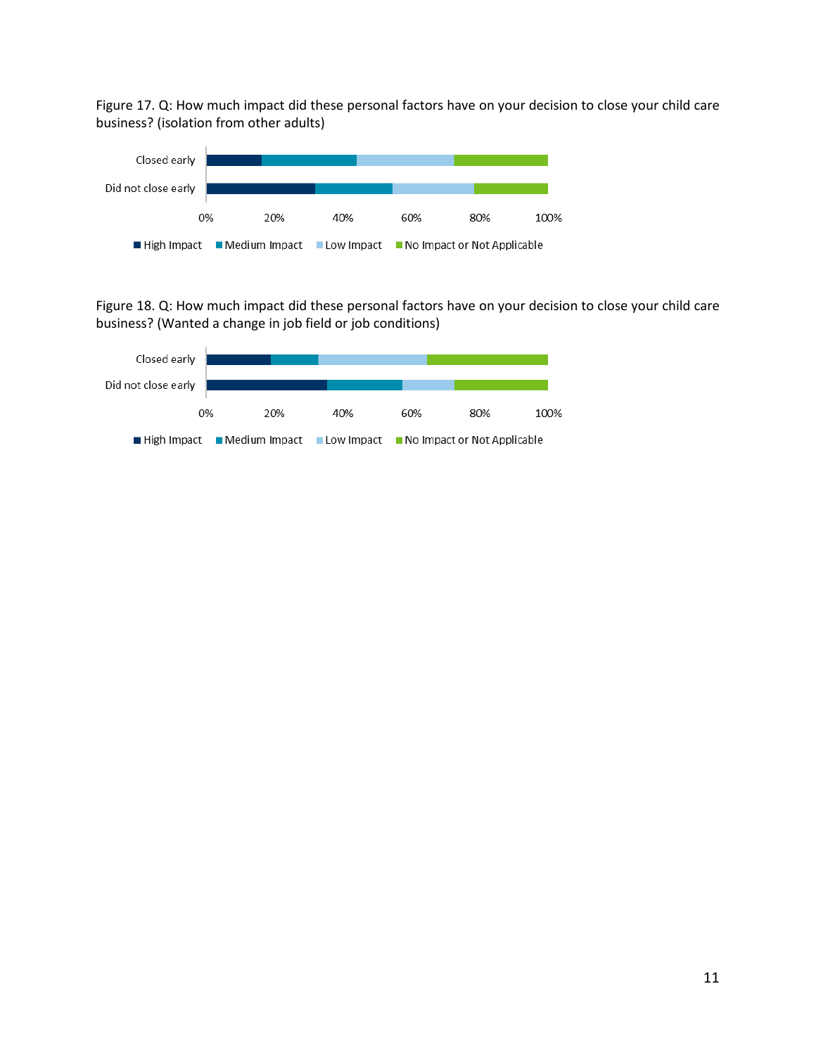Figure 17. Q: How much impact did these personal factors have on your decision to close your child care business? (isolation from other adults)

Figure 18. Q: How much impact did these personal factors have on your decision to close your child care business? (Wanted a change in job field or job conditions)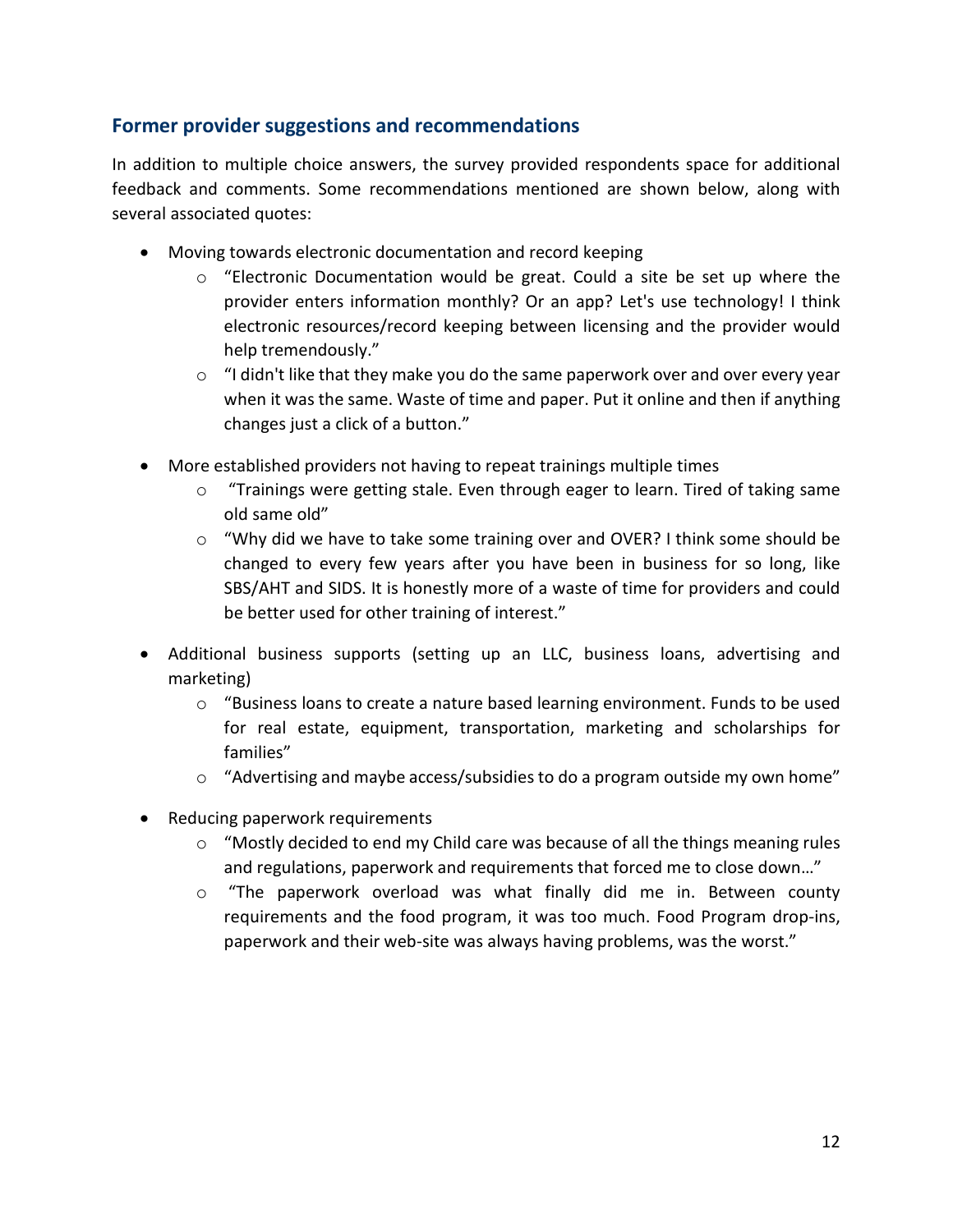## Former provider suggestions and recommendations

In addition to multiple choice answers, the survey provided respondents space for additional feedback and comments. Some recommendations mentioned are shown below, along with several associated quotes:

- Moving towards electronic documentation and record keeping
  - "Electronic Documentation would be great. Could a site be set up where the provider enters information monthly? Or an app? Let's use technology! I think electronic resources/record keeping between licensing and the provider would help tremendously."
  - "I didn't like that they make you do the same paperwork over and over every year when it was the same. Waste of time and paper. Put it online and then if anything changes just a click of a button."
- More established providers not having to repeat trainings multiple times
  - "Trainings were getting stale. Even through eager to learn. Tired of taking same old same old"
  - "Why did we have to take some training over and OVER? I think some should be changed to every few years after you have been in business for so long, like SBS/AHT and SIDS. It is honestly more of a waste of time for providers and could be better used for other training of interest."
- Additional business supports (setting up an LLC, business loans, advertising and marketing)
  - "Business loans to create a nature based learning environment. Funds to be used for real estate, equipment, transportation, marketing and scholarships for families"
  - "Advertising and maybe access/subsidies to do a program outside my own home"
- Reducing paperwork requirements
  - "Mostly decided to end my Child care was because of all the things meaning rules and regulations, paperwork and requirements that forced me to close down…"
  - "The paperwork overload was what finally did me in. Between county requirements and the food program, it was too much. Food Program drop-ins, paperwork and their web-site was always having problems, was the worst."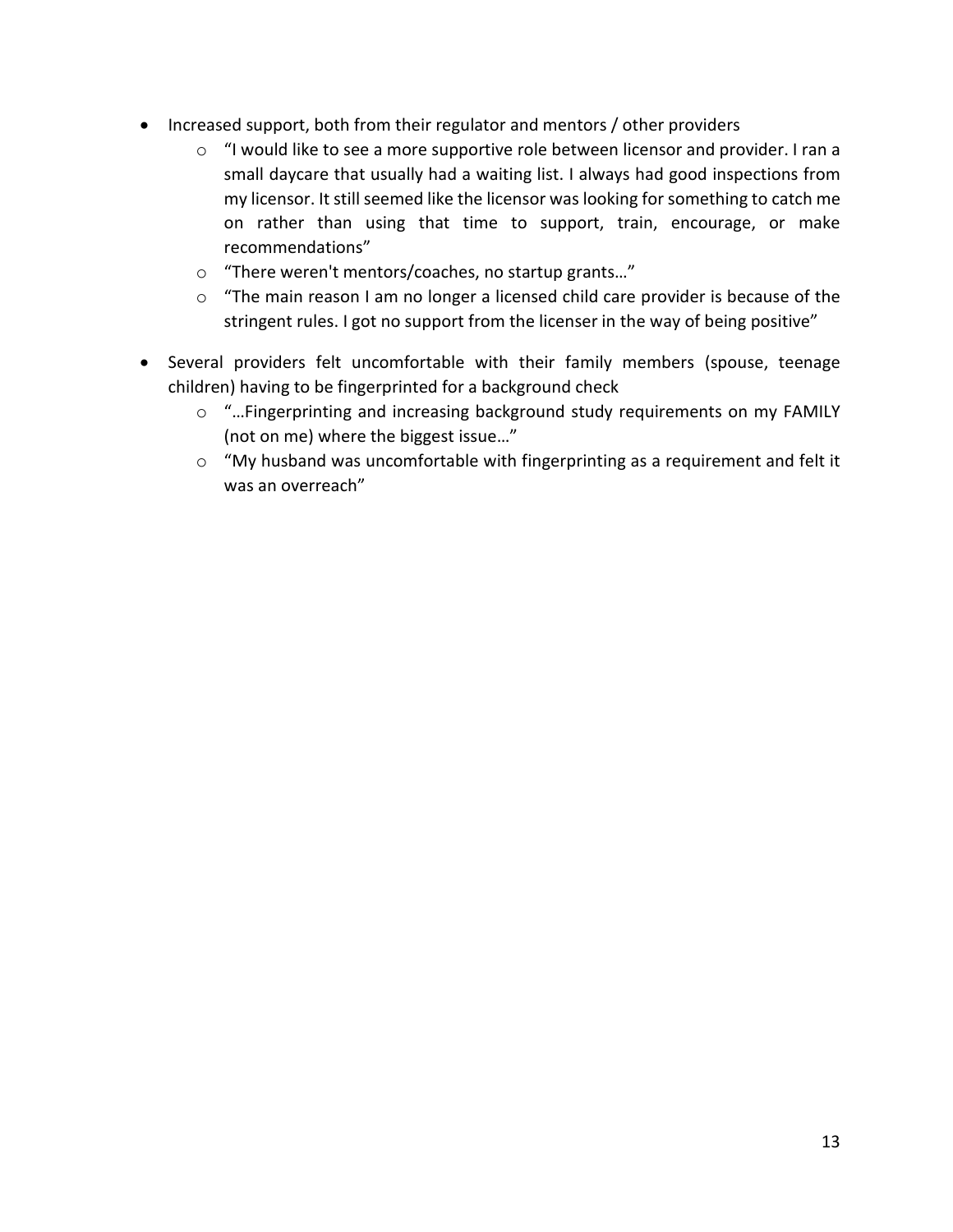- Increased support, both from their regulator and mentors / other providers
    - "I would like to see a more supportive role between licensor and provider. I ran a small daycare that usually had a waiting list. I always had good inspections from my licensor. It still seemed like the licensor was looking for something to catch me on rather than using that time to support, train, encourage, or make recommendations"
    - "There weren't mentors/coaches, no startup grants…"
    - "The main reason I am no longer a licensed child care provider is because of the stringent rules. I got no support from the licenser in the way of being positive"
- Several providers felt uncomfortable with their family members (spouse, teenage children) having to be fingerprinted for a background check
    - "…Fingerprinting and increasing background study requirements on my FAMILY (not on me) where the biggest issue…"
    - "My husband was uncomfortable with fingerprinting as a requirement and felt it was an overreach"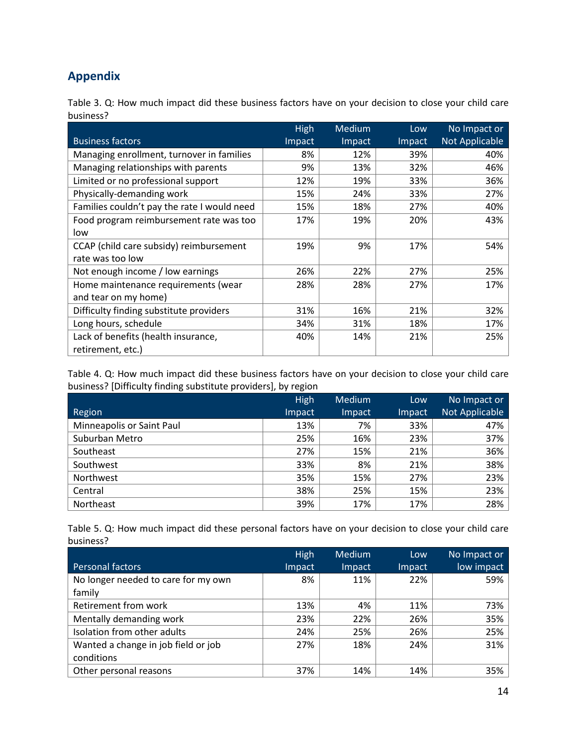## Appendix

Table 3. Q: How much impact did these business factors have on your decision to close your child care business?

| Business factors | High Impact | Medium Impact | Low Impact | No Impact or Not Applicable |
|---|---|---|---|---|
| Managing enrollment, turnover in families | 8% | 12% | 39% | 40% |
| Managing relationships with parents | 9% | 13% | 32% | 46% |
| Limited or no professional support | 12% | 19% | 33% | 36% |
| Physically-demanding work | 15% | 24% | 33% | 27% |
| Families couldn't pay the rate I would need | 15% | 18% | 27% | 40% |
| Food program reimbursement rate was too low | 17% | 19% | 20% | 43% |
| CCAP (child care subsidy) reimbursement rate was too low | 19% | 9% | 17% | 54% |
| Not enough income / low earnings | 26% | 22% | 27% | 25% |
| Home maintenance requirements (wear and tear on my home) | 28% | 28% | 27% | 17% |
| Difficulty finding substitute providers | 31% | 16% | 21% | 32% |
| Long hours, schedule | 34% | 31% | 18% | 17% |
| Lack of benefits (health insurance, retirement, etc.) | 40% | 14% | 21% | 25% |

Table 4. Q: How much impact did these business factors have on your decision to close your child care business? [Difficulty finding substitute providers], by region

| Region | High Impact | Medium Impact | Low Impact | No Impact or Not Applicable |
|---|---|---|---|---|
| Minneapolis or Saint Paul | 13% | 7% | 33% | 47% |
| Suburban Metro | 25% | 16% | 23% | 37% |
| Southeast | 27% | 15% | 21% | 36% |
| Southwest | 33% | 8% | 21% | 38% |
| Northwest | 35% | 15% | 27% | 23% |
| Central | 38% | 25% | 15% | 23% |
| Northeast | 39% | 17% | 17% | 28% |

Table 5. Q: How much impact did these personal factors have on your decision to close your child care business?

| Personal factors | High Impact | Medium Impact | Low Impact | No Impact or low impact |
|---|---|---|---|---|
| No longer needed to care for my own family | 8% | 11% | 22% | 59% |
| Retirement from work | 13% | 4% | 11% | 73% |
| Mentally demanding work | 23% | 22% | 26% | 35% |
| Isolation from other adults | 24% | 25% | 26% | 25% |
| Wanted a change in job field or job conditions | 27% | 18% | 24% | 31% |
| Other personal reasons | 37% | 14% | 14% | 35% |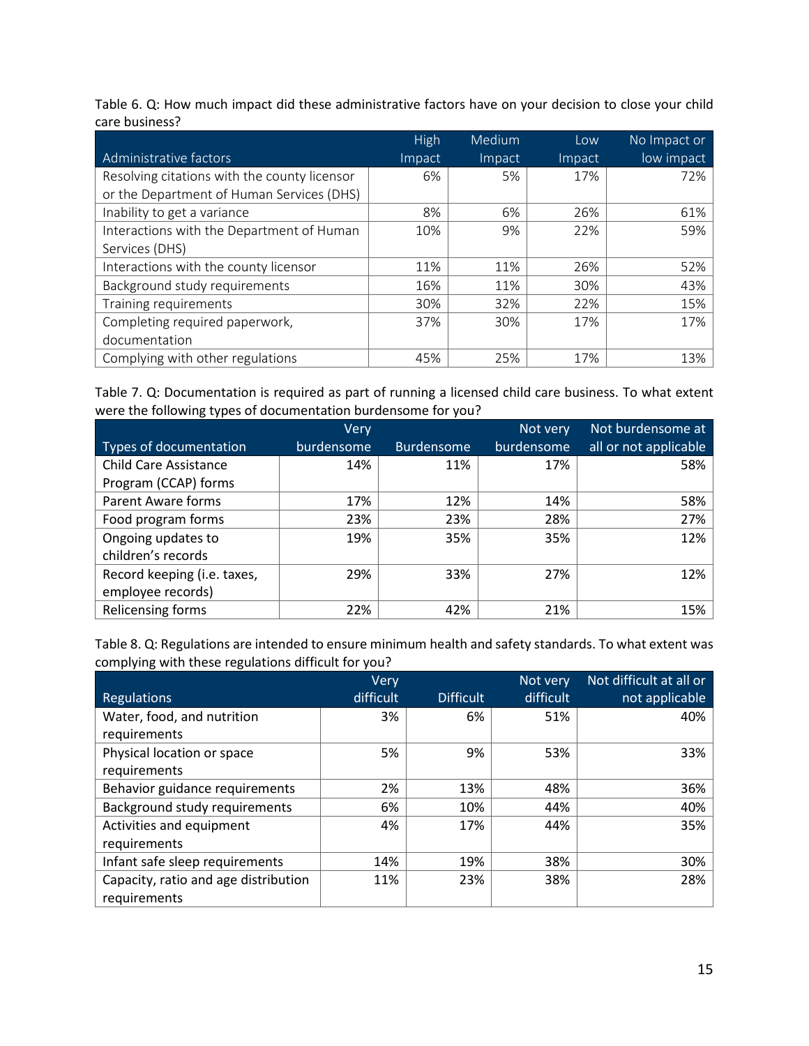Table 6. Q: How much impact did these administrative factors have on your decision to close your child care business?

| Administrative factors | High Impact | Medium Impact | Low Impact | No Impact or low impact |
|---|---|---|---|---|
| Resolving citations with the county licensor or the Department of Human Services (DHS) | 6% | 5% | 17% | 72% |
| Inability to get a variance | 8% | 6% | 26% | 61% |
| Interactions with the Department of Human Services (DHS) | 10% | 9% | 22% | 59% |
| Interactions with the county licensor | 11% | 11% | 26% | 52% |
| Background study requirements | 16% | 11% | 30% | 43% |
| Training requirements | 30% | 32% | 22% | 15% |
| Completing required paperwork, documentation | 37% | 30% | 17% | 17% |
| Complying with other regulations | 45% | 25% | 17% | 13% |

Table 7. Q: Documentation is required as part of running a licensed child care business. To what extent were the following types of documentation burdensome for you?

| Types of documentation | Very burdensome | Burdensome | Not very burdensome | Not burdensome at all or not applicable |
|---|---|---|---|---|
| Child Care Assistance Program (CCAP) forms | 14% | 11% | 17% | 58% |
| Parent Aware forms | 17% | 12% | 14% | 58% |
| Food program forms | 23% | 23% | 28% | 27% |
| Ongoing updates to children's records | 19% | 35% | 35% | 12% |
| Record keeping (i.e. taxes, employee records) | 29% | 33% | 27% | 12% |
| Relicensing forms | 22% | 42% | 21% | 15% |

Table 8. Q: Regulations are intended to ensure minimum health and safety standards. To what extent was complying with these regulations difficult for you?

| Regulations | Very difficult | Difficult | Not very difficult | Not difficult at all or not applicable |
|---|---|---|---|---|
| Water, food, and nutrition requirements | 3% | 6% | 51% | 40% |
| Physical location or space requirements | 5% | 9% | 53% | 33% |
| Behavior guidance requirements | 2% | 13% | 48% | 36% |
| Background study requirements | 6% | 10% | 44% | 40% |
| Activities and equipment requirements | 4% | 17% | 44% | 35% |
| Infant safe sleep requirements | 14% | 19% | 38% | 30% |
| Capacity, ratio and age distribution requirements | 11% | 23% | 38% | 28% |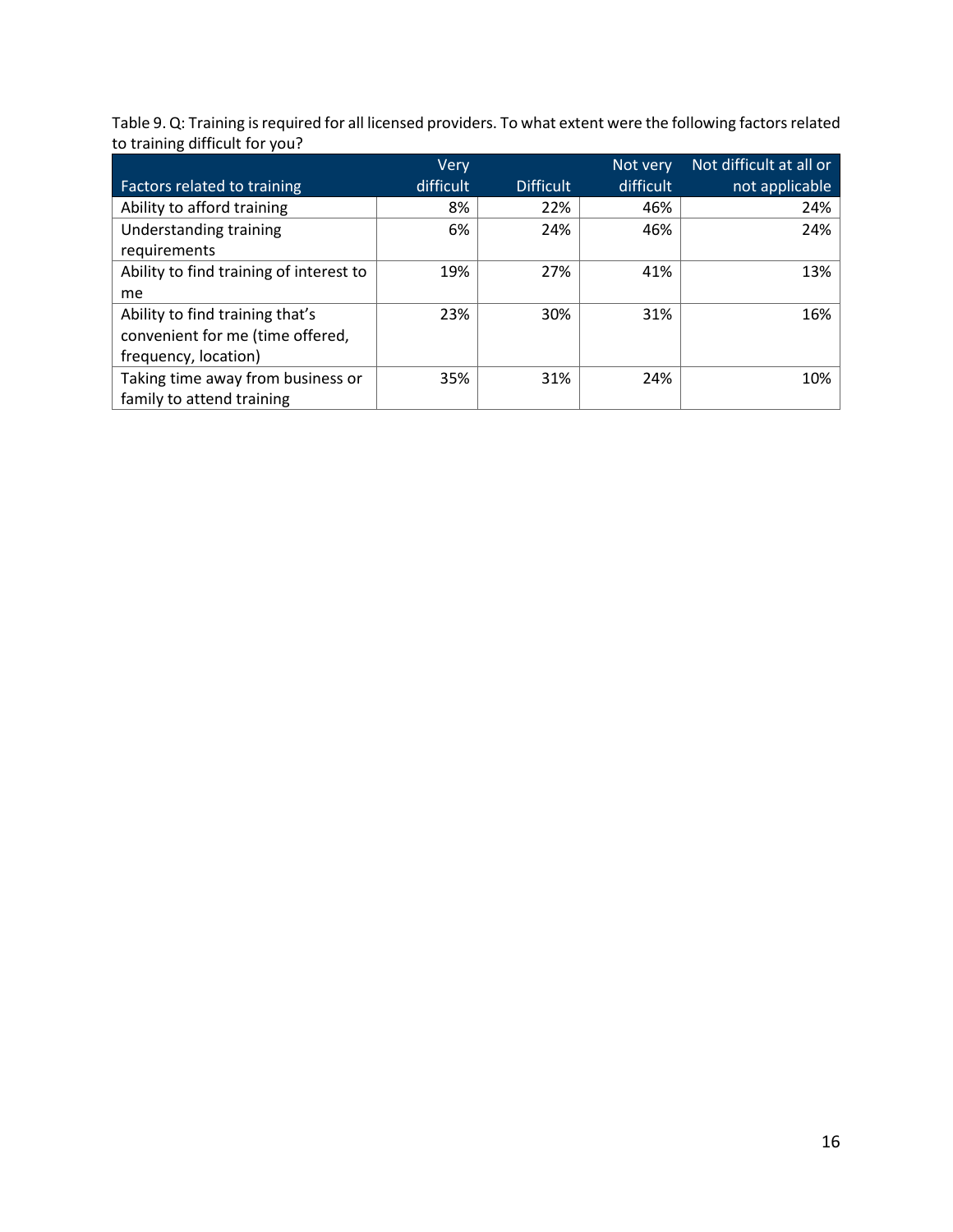Table 9. Q: Training is required for all licensed providers. To what extent were the following factors related to training difficult for you?

| Factors related to training | Very difficult | Difficult | Not very difficult | Not difficult at all or not applicable |
|---|---|---|---|---|
| Ability to afford training | 8% | 22% | 46% | 24% |
| Understanding training requirements | 6% | 24% | 46% | 24% |
| Ability to find training of interest to me | 19% | 27% | 41% | 13% |
| Ability to find training that's convenient for me (time offered, frequency, location) | 23% | 30% | 31% | 16% |
| Taking time away from business or family to attend training | 35% | 31% | 24% | 10% |